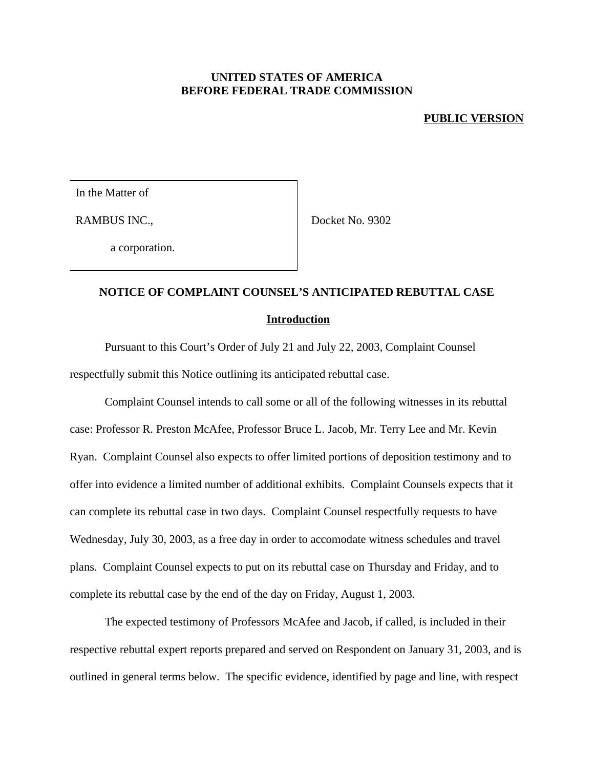**UNITED STATES OF AMERICA**
**BEFORE FEDERAL TRADE COMMISSION**

**PUBLIC VERSION**

| In the Matter of | |
|---|---|
| RAMBUS INC., | Docket No. 9302 |
| a corporation. | |

## NOTICE OF COMPLAINT COUNSEL'S ANTICIPATED REBUTTAL CASE

### Introduction

Pursuant to this Court's Order of July 21 and July 22, 2003, Complaint Counsel respectfully submit this Notice outlining its anticipated rebuttal case.

Complaint Counsel intends to call some or all of the following witnesses in its rebuttal case: Professor R. Preston McAfee, Professor Bruce L. Jacob, Mr. Terry Lee and Mr. Kevin Ryan. Complaint Counsel also expects to offer limited portions of deposition testimony and to offer into evidence a limited number of additional exhibits. Complaint Counsels expects that it can complete its rebuttal case in two days. Complaint Counsel respectfully requests to have Wednesday, July 30, 2003, as a free day in order to accomodate witness schedules and travel plans. Complaint Counsel expects to put on its rebuttal case on Thursday and Friday, and to complete its rebuttal case by the end of the day on Friday, August 1, 2003.

The expected testimony of Professors McAfee and Jacob, if called, is included in their respective rebuttal expert reports prepared and served on Respondent on January 31, 2003, and is outlined in general terms below. The specific evidence, identified by page and line, with respect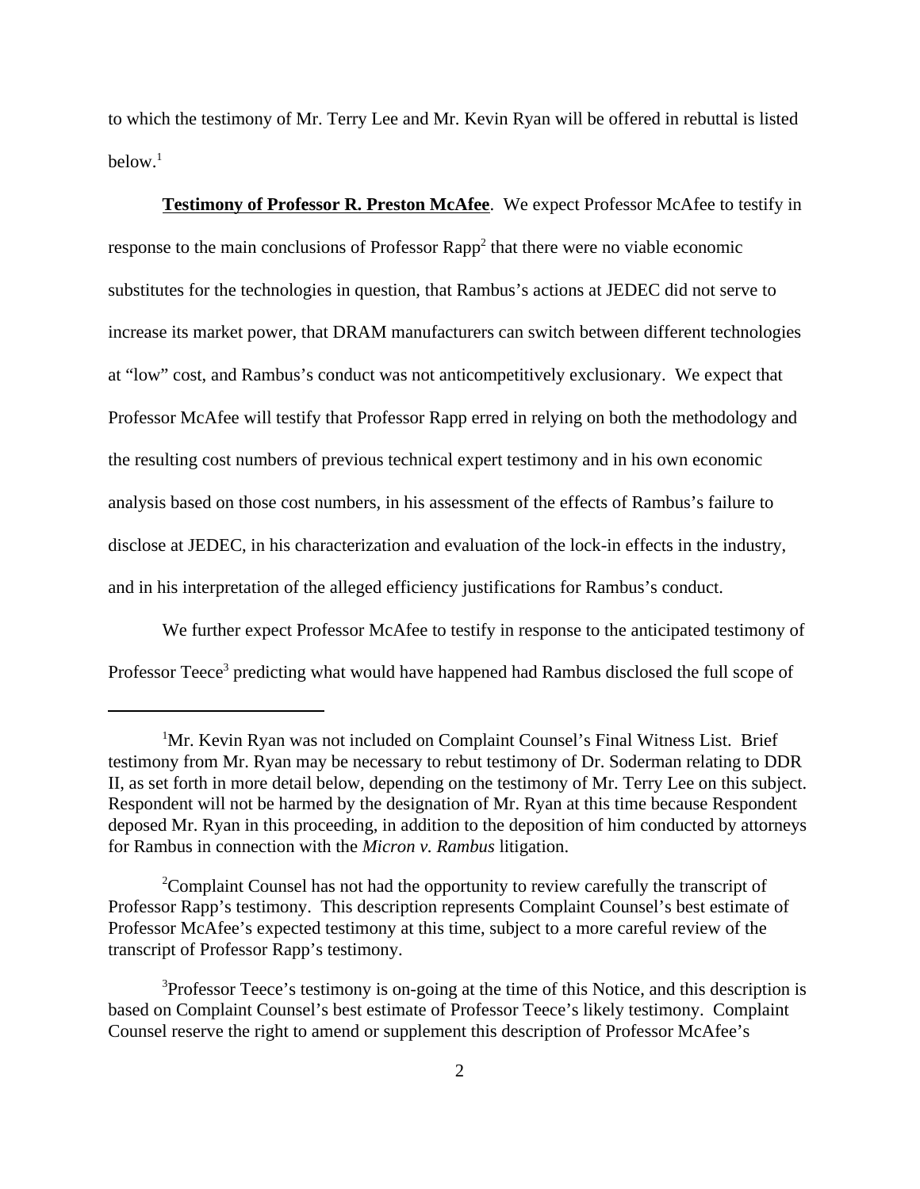to which the testimony of Mr. Terry Lee and Mr. Kevin Ryan will be offered in rebuttal is listed below.[1]

**<u>Testimony of Professor R. Preston McAfee</u>**. We expect Professor McAfee to testify in response to the main conclusions of Professor Rapp[2] that there were no viable economic substitutes for the technologies in question, that Rambus's actions at JEDEC did not serve to increase its market power, that DRAM manufacturers can switch between different technologies at "low" cost, and Rambus's conduct was not anticompetitively exclusionary. We expect that Professor McAfee will testify that Professor Rapp erred in relying on both the methodology and the resulting cost numbers of previous technical expert testimony and in his own economic analysis based on those cost numbers, in his assessment of the effects of Rambus's failure to disclose at JEDEC, in his characterization and evaluation of the lock-in effects in the industry, and in his interpretation of the alleged efficiency justifications for Rambus's conduct.

We further expect Professor McAfee to testify in response to the anticipated testimony of Professor Teece[3] predicting what would have happened had Rambus disclosed the full scope of

---

[1] Mr. Kevin Ryan was not included on Complaint Counsel's Final Witness List. Brief testimony from Mr. Ryan may be necessary to rebut testimony of Dr. Soderman relating to DDR II, as set forth in more detail below, depending on the testimony of Mr. Terry Lee on this subject. Respondent will not be harmed by the designation of Mr. Ryan at this time because Respondent deposed Mr. Ryan in this proceeding, in addition to the deposition of him conducted by attorneys for Rambus in connection with the *Micron v. Rambus* litigation.

[2] Complaint Counsel has not had the opportunity to review carefully the transcript of Professor Rapp's testimony. This description represents Complaint Counsel's best estimate of Professor McAfee's expected testimony at this time, subject to a more careful review of the transcript of Professor Rapp's testimony.

[3] Professor Teece's testimony is on-going at the time of this Notice, and this description is based on Complaint Counsel's best estimate of Professor Teece's likely testimony. Complaint Counsel reserve the right to amend or supplement this description of Professor McAfee's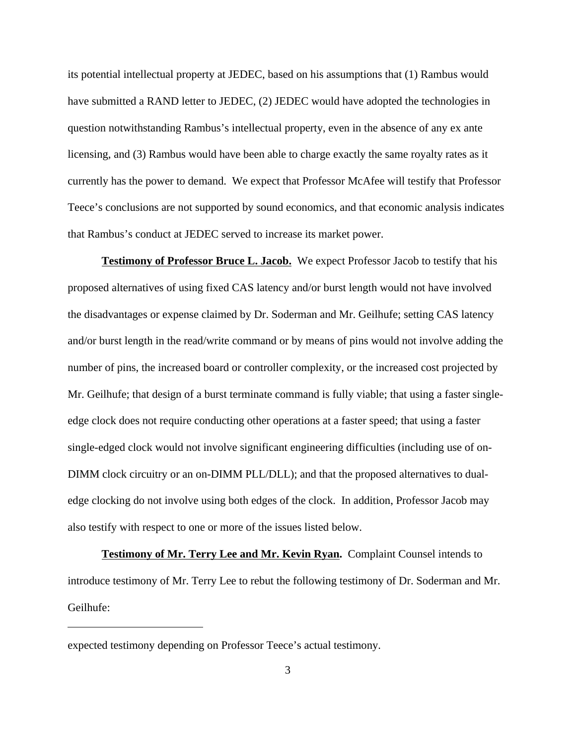its potential intellectual property at JEDEC, based on his assumptions that (1) Rambus would have submitted a RAND letter to JEDEC, (2) JEDEC would have adopted the technologies in question notwithstanding Rambus's intellectual property, even in the absence of any ex ante licensing, and (3) Rambus would have been able to charge exactly the same royalty rates as it currently has the power to demand. We expect that Professor McAfee will testify that Professor Teece's conclusions are not supported by sound economics, and that economic analysis indicates that Rambus's conduct at JEDEC served to increase its market power.

**Testimony of Professor Bruce L. Jacob.** We expect Professor Jacob to testify that his proposed alternatives of using fixed CAS latency and/or burst length would not have involved the disadvantages or expense claimed by Dr. Soderman and Mr. Geilhufe; setting CAS latency and/or burst length in the read/write command or by means of pins would not involve adding the number of pins, the increased board or controller complexity, or the increased cost projected by Mr. Geilhufe; that design of a burst terminate command is fully viable; that using a faster single-edge clock does not require conducting other operations at a faster speed; that using a faster single-edged clock would not involve significant engineering difficulties (including use of on-DIMM clock circuitry or an on-DIMM PLL/DLL); and that the proposed alternatives to dual-edge clocking do not involve using both edges of the clock. In addition, Professor Jacob may also testify with respect to one or more of the issues listed below.

**Testimony of Mr. Terry Lee and Mr. Kevin Ryan.** Complaint Counsel intends to introduce testimony of Mr. Terry Lee to rebut the following testimony of Dr. Soderman and Mr. Geilhufe:

---

expected testimony depending on Professor Teece's actual testimony.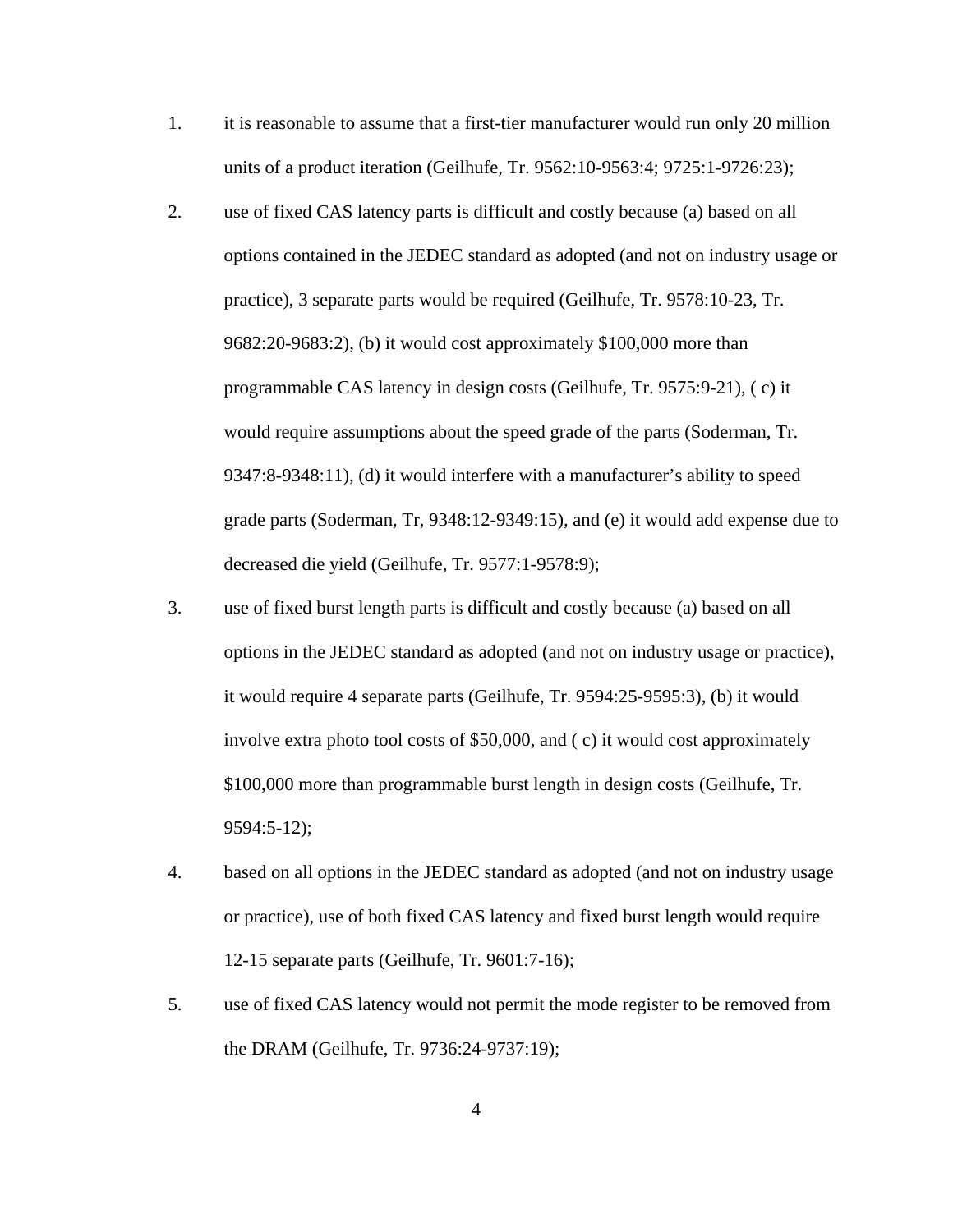1. it is reasonable to assume that a first-tier manufacturer would run only 20 million units of a product iteration (Geilhufe, Tr. 9562:10-9563:4; 9725:1-9726:23);

2. use of fixed CAS latency parts is difficult and costly because (a) based on all options contained in the JEDEC standard as adopted (and not on industry usage or practice), 3 separate parts would be required (Geilhufe, Tr. 9578:10-23, Tr. 9682:20-9683:2), (b) it would cost approximately $100,000 more than programmable CAS latency in design costs (Geilhufe, Tr. 9575:9-21), ( c) it would require assumptions about the speed grade of the parts (Soderman, Tr. 9347:8-9348:11), (d) it would interfere with a manufacturer's ability to speed grade parts (Soderman, Tr, 9348:12-9349:15), and (e) it would add expense due to decreased die yield (Geilhufe, Tr. 9577:1-9578:9);

3. use of fixed burst length parts is difficult and costly because (a) based on all options in the JEDEC standard as adopted (and not on industry usage or practice), it would require 4 separate parts (Geilhufe, Tr. 9594:25-9595:3), (b) it would involve extra photo tool costs of $50,000, and ( c) it would cost approximately $100,000 more than programmable burst length in design costs (Geilhufe, Tr. 9594:5-12);

4. based on all options in the JEDEC standard as adopted (and not on industry usage or practice), use of both fixed CAS latency and fixed burst length would require 12-15 separate parts (Geilhufe, Tr. 9601:7-16);

5. use of fixed CAS latency would not permit the mode register to be removed from the DRAM (Geilhufe, Tr. 9736:24-9737:19);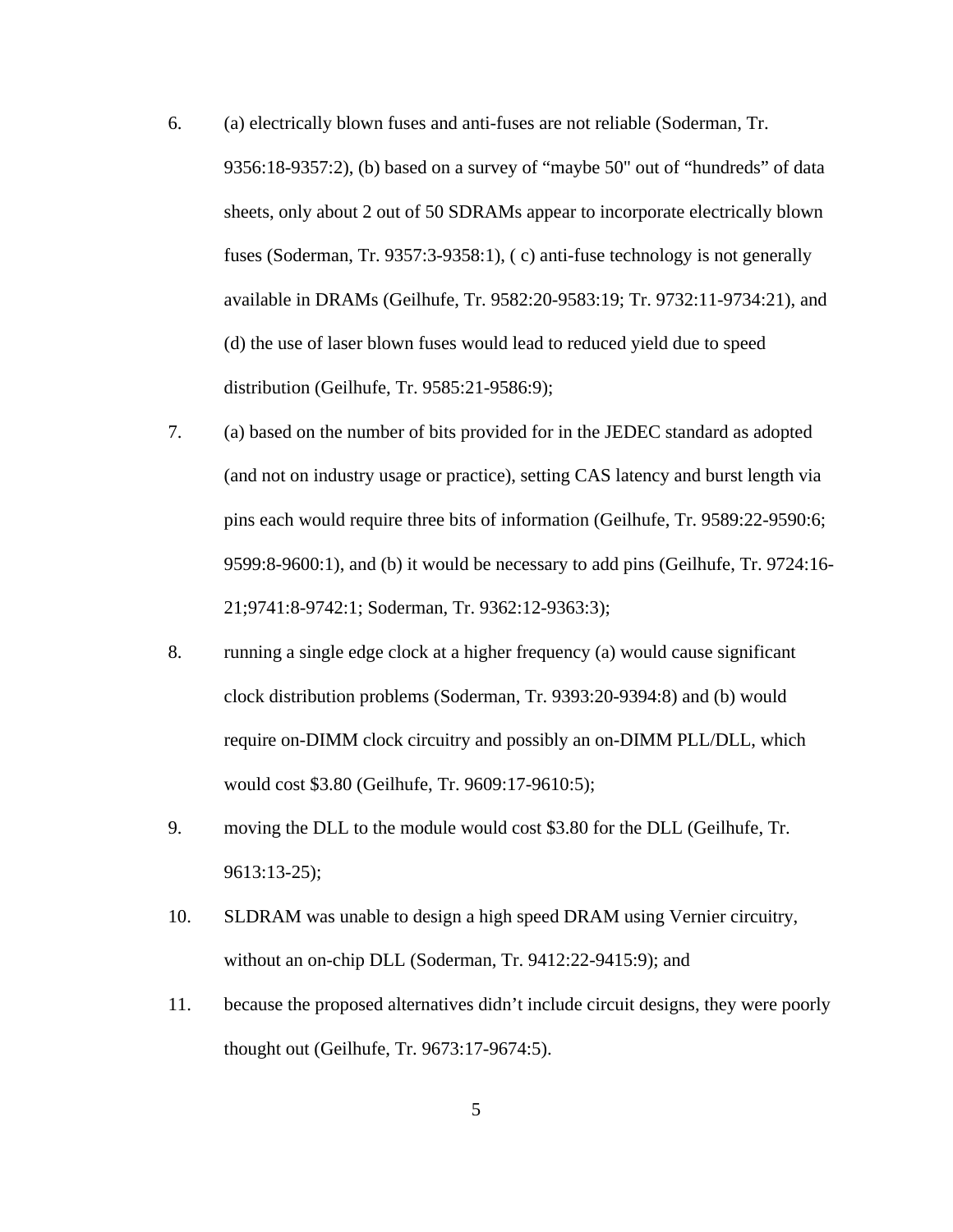6. (a) electrically blown fuses and anti-fuses are not reliable (Soderman, Tr. 9356:18-9357:2), (b) based on a survey of "maybe 50" out of "hundreds" of data sheets, only about 2 out of 50 SDRAMs appear to incorporate electrically blown fuses (Soderman, Tr. 9357:3-9358:1), ( c) anti-fuse technology is not generally available in DRAMs (Geilhufe, Tr. 9582:20-9583:19; Tr. 9732:11-9734:21), and (d) the use of laser blown fuses would lead to reduced yield due to speed distribution (Geilhufe, Tr. 9585:21-9586:9);

7. (a) based on the number of bits provided for in the JEDEC standard as adopted (and not on industry usage or practice), setting CAS latency and burst length via pins each would require three bits of information (Geilhufe, Tr. 9589:22-9590:6; 9599:8-9600:1), and (b) it would be necessary to add pins (Geilhufe, Tr. 9724:16-21;9741:8-9742:1; Soderman, Tr. 9362:12-9363:3);

8. running a single edge clock at a higher frequency (a) would cause significant clock distribution problems (Soderman, Tr. 9393:20-9394:8) and (b) would require on-DIMM clock circuitry and possibly an on-DIMM PLL/DLL, which would cost $3.80 (Geilhufe, Tr. 9609:17-9610:5);

9. moving the DLL to the module would cost $3.80 for the DLL (Geilhufe, Tr. 9613:13-25);

10. SLDRAM was unable to design a high speed DRAM using Vernier circuitry, without an on-chip DLL (Soderman, Tr. 9412:22-9415:9); and

11. because the proposed alternatives didn't include circuit designs, they were poorly thought out (Geilhufe, Tr. 9673:17-9674:5).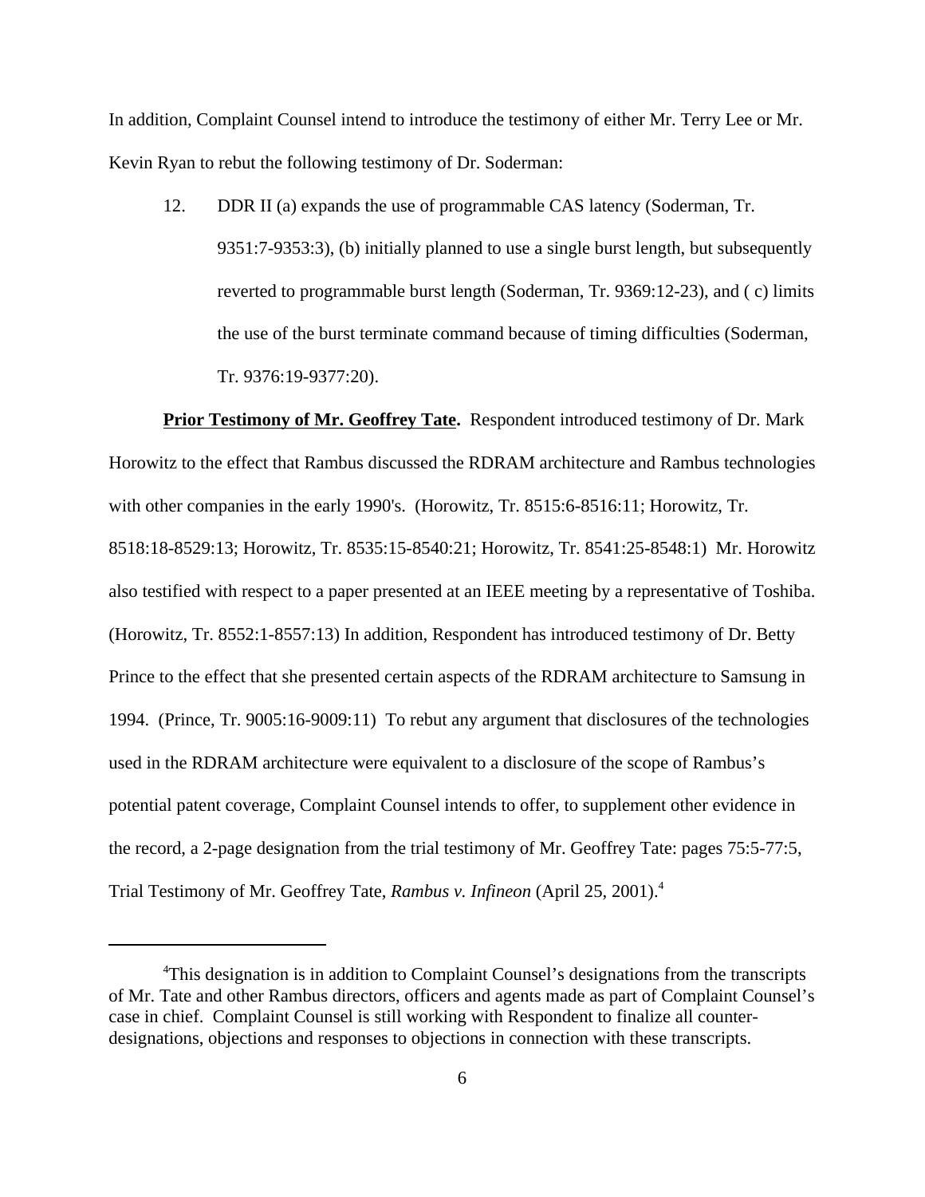In addition, Complaint Counsel intend to introduce the testimony of either Mr. Terry Lee or Mr. Kevin Ryan to rebut the following testimony of Dr. Soderman:

12. DDR II (a) expands the use of programmable CAS latency (Soderman, Tr. 9351:7-9353:3), (b) initially planned to use a single burst length, but subsequently reverted to programmable burst length (Soderman, Tr. 9369:12-23), and ( c) limits the use of the burst terminate command because of timing difficulties (Soderman, Tr. 9376:19-9377:20).

**Prior Testimony of Mr. Geoffrey Tate.** Respondent introduced testimony of Dr. Mark Horowitz to the effect that Rambus discussed the RDRAM architecture and Rambus technologies with other companies in the early 1990's. (Horowitz, Tr. 8515:6-8516:11; Horowitz, Tr. 8518:18-8529:13; Horowitz, Tr. 8535:15-8540:21; Horowitz, Tr. 8541:25-8548:1) Mr. Horowitz also testified with respect to a paper presented at an IEEE meeting by a representative of Toshiba. (Horowitz, Tr. 8552:1-8557:13) In addition, Respondent has introduced testimony of Dr. Betty Prince to the effect that she presented certain aspects of the RDRAM architecture to Samsung in 1994. (Prince, Tr. 9005:16-9009:11) To rebut any argument that disclosures of the technologies used in the RDRAM architecture were equivalent to a disclosure of the scope of Rambus's potential patent coverage, Complaint Counsel intends to offer, to supplement other evidence in the record, a 2-page designation from the trial testimony of Mr. Geoffrey Tate: pages 75:5-77:5, Trial Testimony of Mr. Geoffrey Tate, *Rambus v. Infineon* (April 25, 2001).[4]

[4]This designation is in addition to Complaint Counsel's designations from the transcripts of Mr. Tate and other Rambus directors, officers and agents made as part of Complaint Counsel's case in chief. Complaint Counsel is still working with Respondent to finalize all counter-designations, objections and responses to objections in connection with these transcripts.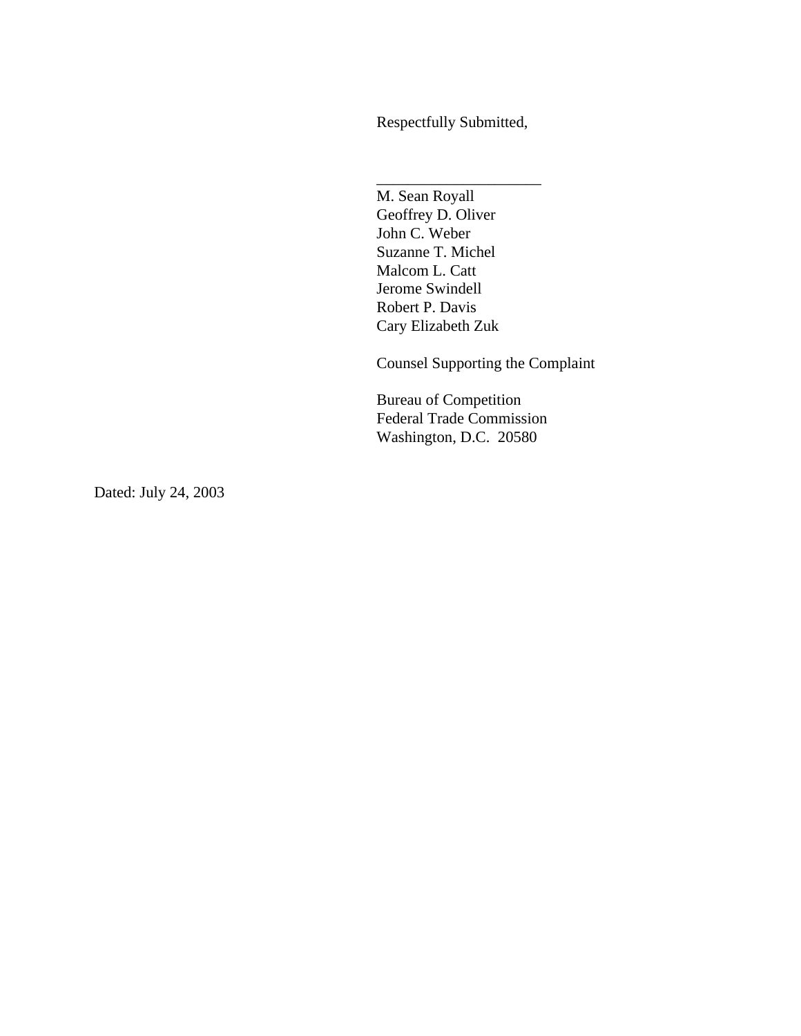Respectfully Submitted,

_____________________

M. Sean Royall
Geoffrey D. Oliver
John C. Weber
Suzanne T. Michel
Malcom L. Catt
Jerome Swindell
Robert P. Davis
Cary Elizabeth Zuk

Counsel Supporting the Complaint

Bureau of Competition
Federal Trade Commission
Washington, D.C. 20580

Dated: July 24, 2003